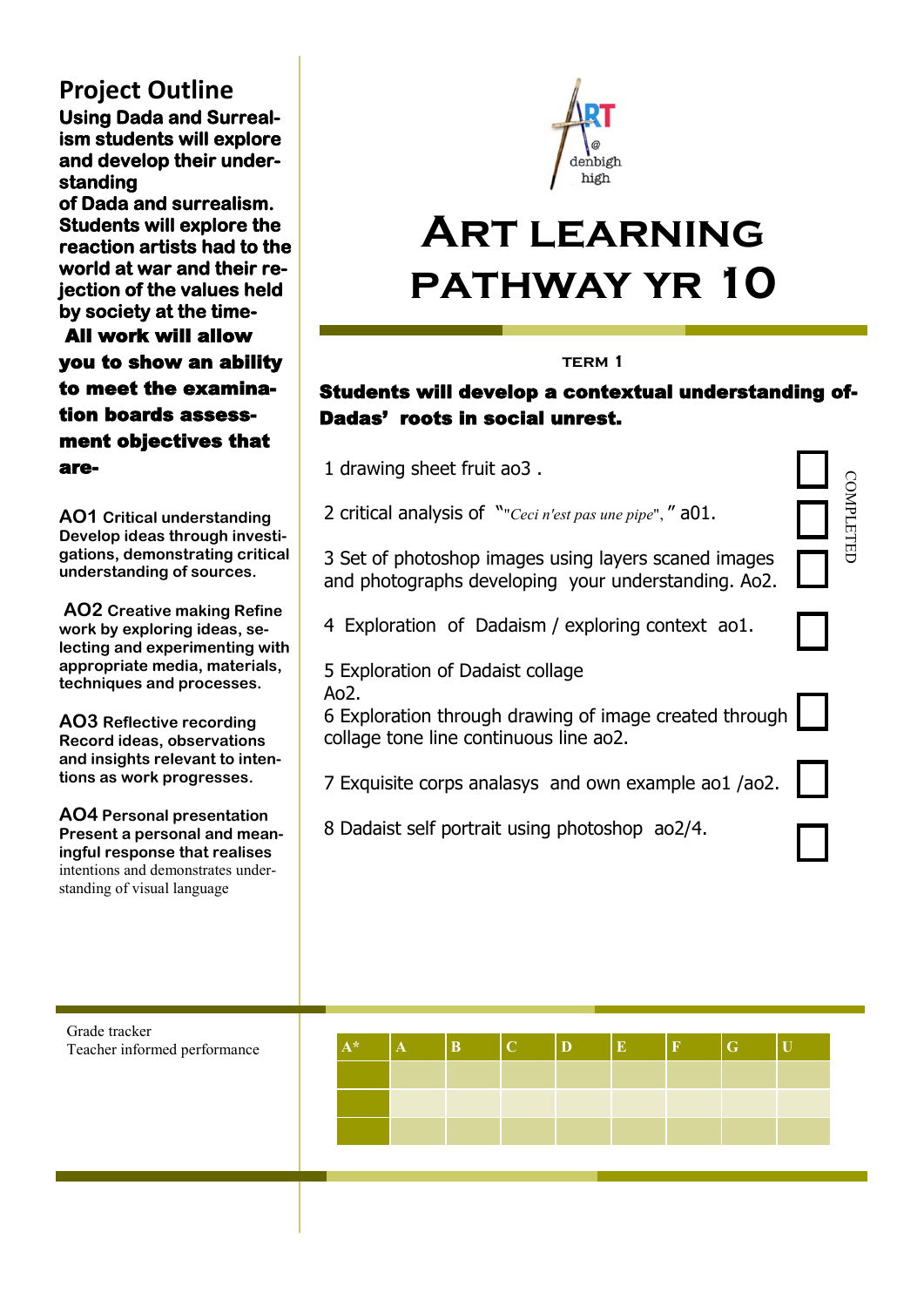ART @ denbigh high

# Art learning pathway yr 10

## Project Outline

**Using Dada and Surrealism students will explore and develop their understanding of Dada and surrealism. Students will explore the reaction artists had to the world at war and their rejection of the values held by society at the time-**

**All work will allow you to show an ability to meet the examination boards assessment objectives that are-**

**AO1 Critical understanding**
**Develop ideas through investigations, demonstrating critical understanding of sources.**

**AO2 Creative making Refine work by exploring ideas, selecting and experimenting with appropriate media, materials, techniques and processes.**

**AO3 Reflective recording**
**Record ideas, observations and insights relevant to intentions as work progresses.**

**AO4 Personal presentation**
**Present a personal and meaningful response that realises** intentions and demonstrates understanding of visual language

### TERM 1

**Students will develop a contextual understanding of- Dadas' roots in social unrest.**

| Task | COMPLETED |
|---|---|
| 1 drawing sheet fruit ao3 . | ☐ |
| 2 critical analysis of "*"Ceci n'est pas une pipe"*, " a01. | ☐ |
| 3 Set of photoshop images using layers scaned images and photographs developing your understanding. Ao2. | ☐ |
| 4 Exploration of Dadaism / exploring context ao1. | ☐ |
| 5 Exploration of Dadaist collage Ao2. | |
| 6 Exploration through drawing of image created through collage tone line continuous line ao2. | ☐ |
| 7 Exquisite corps analasys and own example ao1 /ao2. | ☐ |
| 8 Dadaist self portrait using photoshop ao2/4. | ☐ |

Grade tracker
Teacher informed performance

| A* | A | B | C | D | E | F | G | U |
|---|---|---|---|---|---|---|---|---|
| | | | | | | | | |
| | | | | | | | | |
| | | | | | | | | |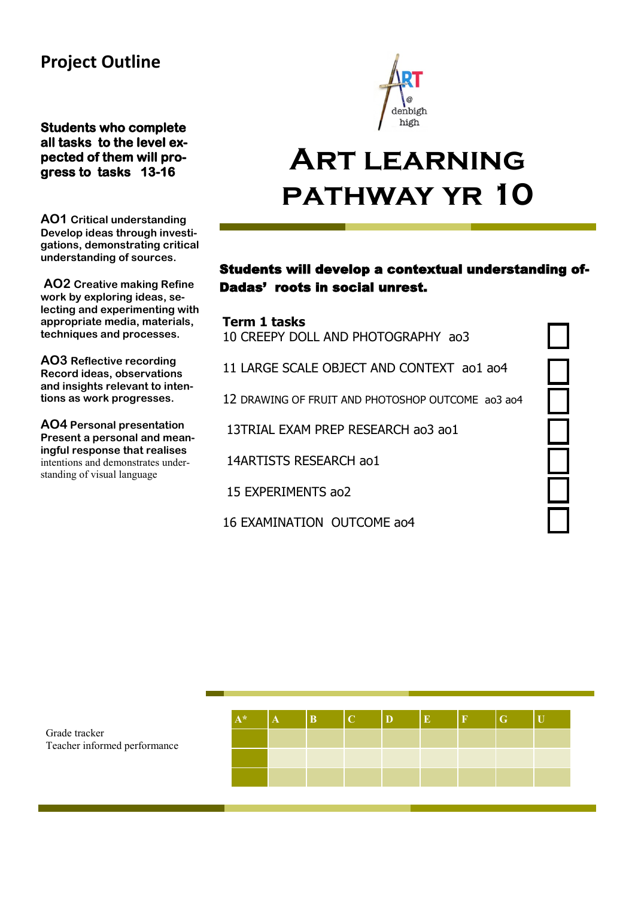## Project Outline

**Students who complete all tasks to the level expected of them will progress to tasks 13-16**

**AO1 Critical understanding**
**Develop ideas through investigations, demonstrating critical understanding of sources.**

**AO2 Creative making Refine work by exploring ideas, selecting and experimenting with appropriate media, materials, techniques and processes.**

**AO3 Reflective recording**
**Record ideas, observations and insights relevant to intentions as work progresses.**

**AO4 Personal presentation**
**Present a personal and meaningful response that realises** intentions and demonstrates understanding of visual language

ART @ denbigh high

# Art learning pathway yr 10

**Students will develop a contextual understanding of-Dadas' roots in social unrest.**

**Term 1 tasks**

10 CREEPY DOLL AND PHOTOGRAPHY ao3 ☐

11 LARGE SCALE OBJECT AND CONTEXT ao1 ao4 ☐

12 DRAWING OF FRUIT AND PHOTOSHOP OUTCOME ao3 ao4 ☐

13TRIAL EXAM PREP RESEARCH ao3 ao1 ☐

14ARTISTS RESEARCH ao1 ☐

15 EXPERIMENTS ao2 ☐

16 EXAMINATION OUTCOME ao4 ☐

Grade tracker
Teacher informed performance

| A* | A | B | C | D | E | F | G | U |
|---|---|---|---|---|---|---|---|---|
| | | | | | | | | |
| | | | | | | | | |
| | | | | | | | | |